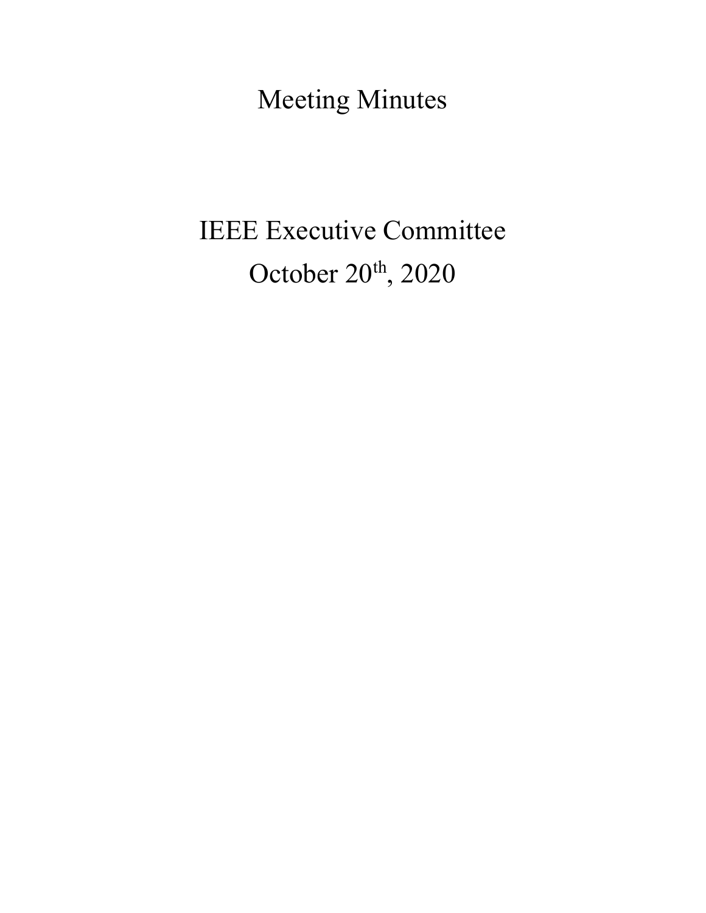# Meeting Minutes

## IEEE Executive Committee

## October 20th, 2020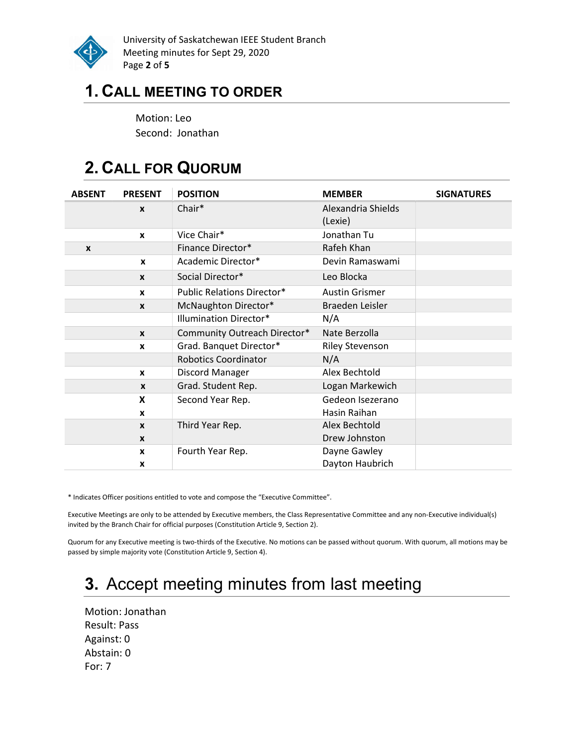## 1. CALL MEETING TO ORDER

Motion: Leo
Second: Jonathan

## 2. CALL FOR QUORUM

| ABSENT | PRESENT | POSITION | MEMBER | SIGNATURES |
|---|---|---|---|---|
| | x | Chair* | Alexandria Shields (Lexie) | |
| | x | Vice Chair* | Jonathan Tu | |
| x | | Finance Director* | Rafeh Khan | |
| | x | Academic Director* | Devin Ramaswami | |
| | x | Social Director* | Leo Blocka | |
| | x | Public Relations Director* | Austin Grismer | |
| | x | McNaughton Director* | Braeden Leisler | |
| | | Illumination Director* | N/A | |
| | x | Community Outreach Director* | Nate Berzolla | |
| | x | Grad. Banquet Director* | Riley Stevenson | |
| | | Robotics Coordinator | N/A | |
| | x | Discord Manager | Alex Bechtold | |
| | x | Grad. Student Rep. | Logan Markewich | |
| | X | Second Year Rep. | Gedeon Isezerano | |
| | x | | Hasin Raihan | |
| | x | Third Year Rep. | Alex Bechtold | |
| | x | | Drew Johnston | |
| | x | Fourth Year Rep. | Dayne Gawley | |
| | x | | Dayton Haubrich | |

* Indicates Officer positions entitled to vote and compose the "Executive Committee".

Executive Meetings are only to be attended by Executive members, the Class Representative Committee and any non-Executive individual(s) invited by the Branch Chair for official purposes (Constitution Article 9, Section 2).

Quorum for any Executive meeting is two-thirds of the Executive. No motions can be passed without quorum. With quorum, all motions may be passed by simple majority vote (Constitution Article 9, Section 4).

## 3. Accept meeting minutes from last meeting

Motion: Jonathan
Result: Pass
Against: 0
Abstain: 0
For: 7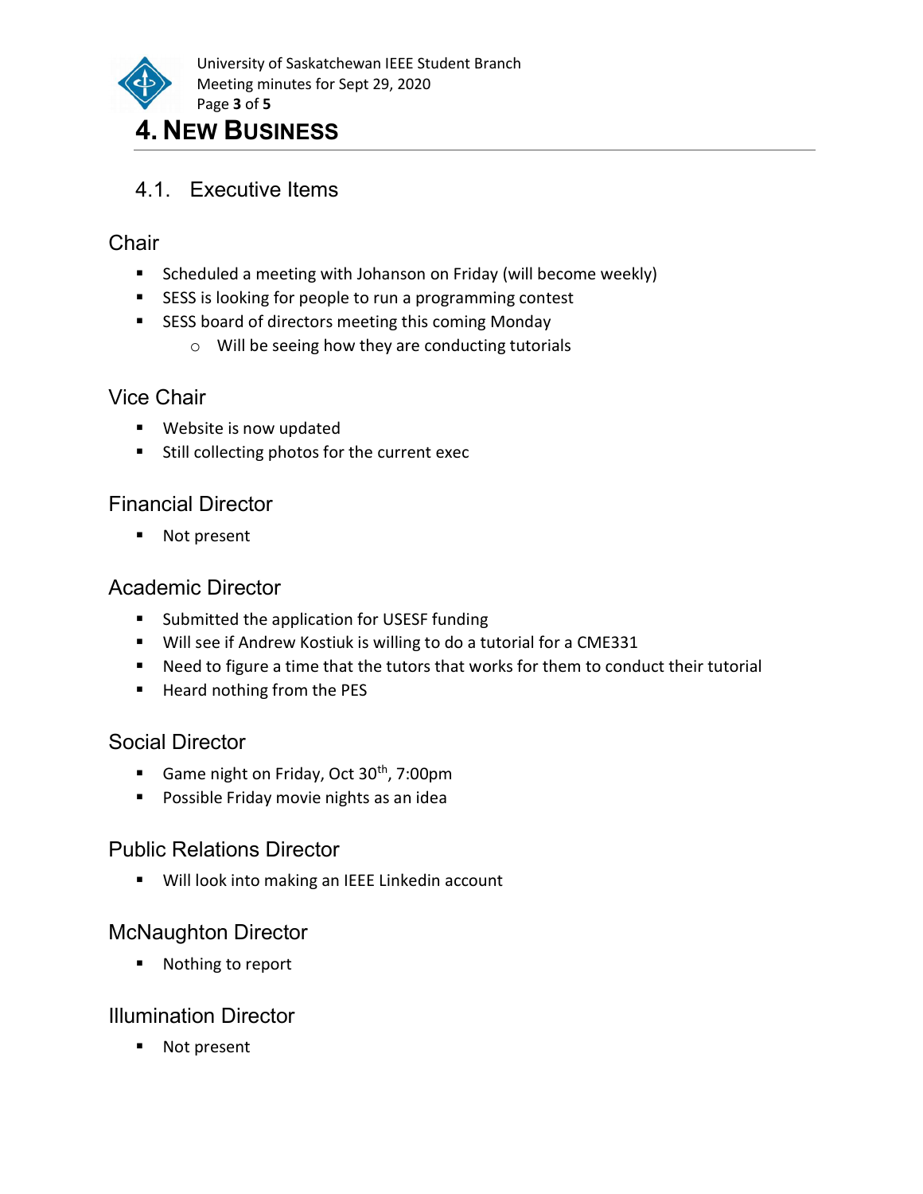# 4. New Business

## 4.1. Executive Items

### Chair

- Scheduled a meeting with Johanson on Friday (will become weekly)
- SESS is looking for people to run a programming contest
- SESS board of directors meeting this coming Monday
  - Will be seeing how they are conducting tutorials

### Vice Chair

- Website is now updated
- Still collecting photos for the current exec

### Financial Director

- Not present

### Academic Director

- Submitted the application for USESF funding
- Will see if Andrew Kostiuk is willing to do a tutorial for a CME331
- Need to figure a time that the tutors that works for them to conduct their tutorial
- Heard nothing from the PES

### Social Director

- Game night on Friday, Oct 30th, 7:00pm
- Possible Friday movie nights as an idea

### Public Relations Director

- Will look into making an IEEE Linkedin account

### McNaughton Director

- Nothing to report

### Illumination Director

- Not present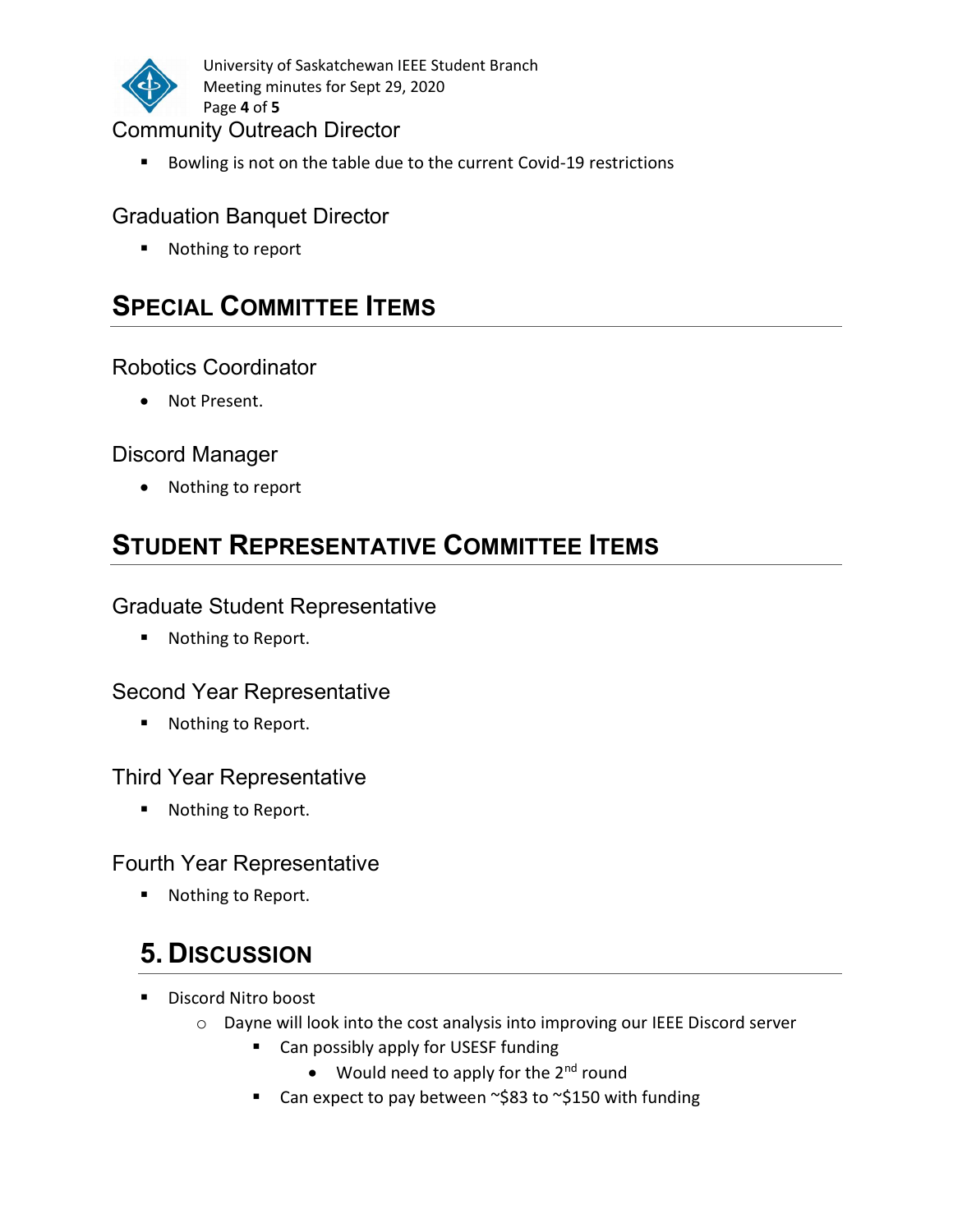### Community Outreach Director

- Bowling is not on the table due to the current Covid-19 restrictions

### Graduation Banquet Director

- Nothing to report

## Special Committee Items

### Robotics Coordinator

- Not Present.

### Discord Manager

- Nothing to report

## Student Representative Committee Items

### Graduate Student Representative

- Nothing to Report.

### Second Year Representative

- Nothing to Report.

### Third Year Representative

- Nothing to Report.

### Fourth Year Representative

- Nothing to Report.

## 5. Discussion

- Discord Nitro boost
    - Dayne will look into the cost analysis into improving our IEEE Discord server
        - Can possibly apply for USESF funding
            - Would need to apply for the 2nd round
        - Can expect to pay between ~$83 to ~$150 with funding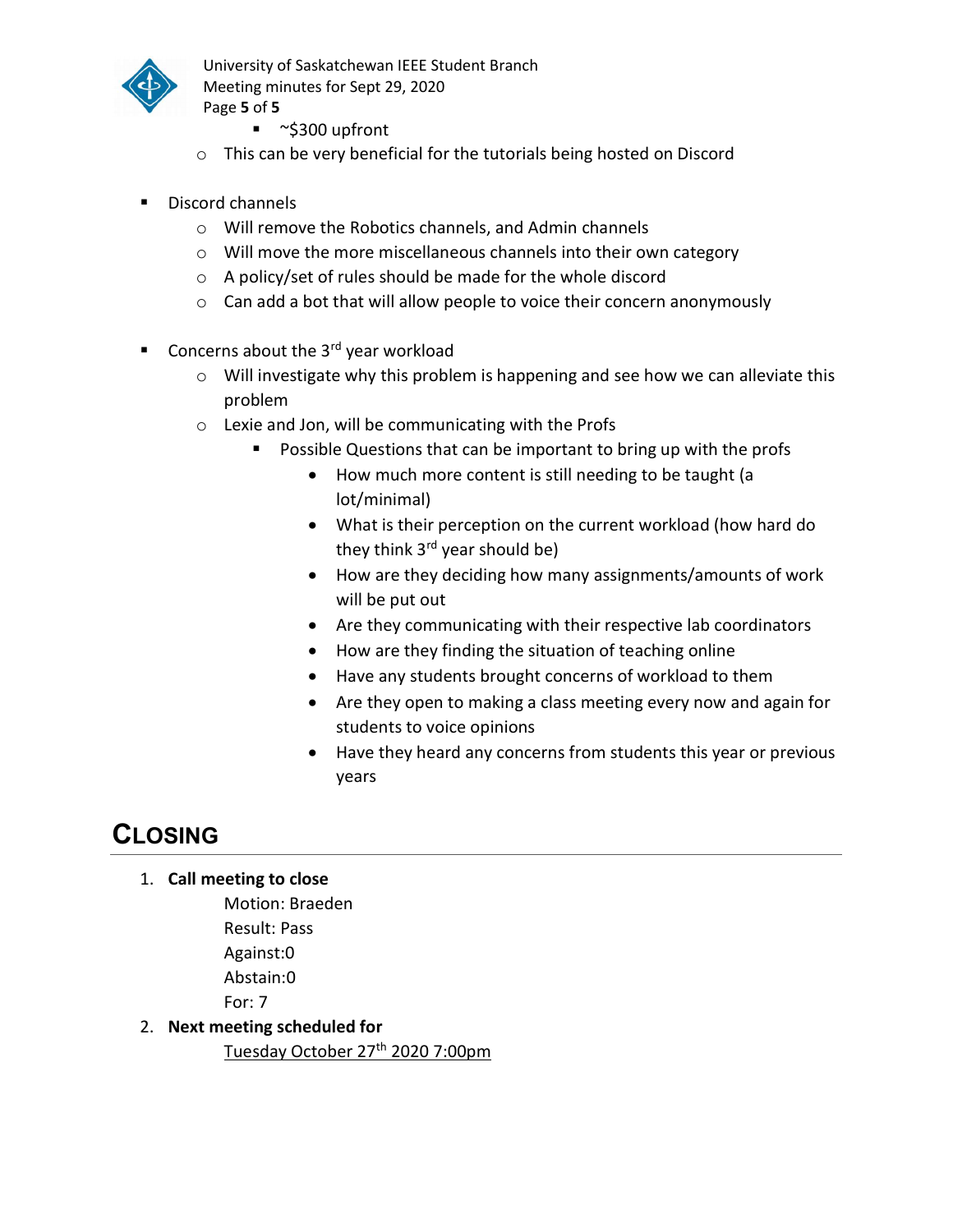- ~$300 upfront
    - This can be very beneficial for the tutorials being hosted on Discord

- Discord channels
    - Will remove the Robotics channels, and Admin channels
    - Will move the more miscellaneous channels into their own category
    - A policy/set of rules should be made for the whole discord
    - Can add a bot that will allow people to voice their concern anonymously

- Concerns about the 3rd year workload
    - Will investigate why this problem is happening and see how we can alleviate this problem
    - Lexie and Jon, will be communicating with the Profs
        - Possible Questions that can be important to bring up with the profs
            - How much more content is still needing to be taught (a lot/minimal)
            - What is their perception on the current workload (how hard do they think 3rd year should be)
            - How are they deciding how many assignments/amounts of work will be put out
            - Are they communicating with their respective lab coordinators
            - How are they finding the situation of teaching online
            - Have any students brought concerns of workload to them
            - Are they open to making a class meeting every now and again for students to voice opinions
            - Have they heard any concerns from students this year or previous years

# CLOSING

1. **Call meeting to close**

    Motion: Braeden
    Result: Pass
    Against:0
    Abstain:0
    For: 7

2. **Next meeting scheduled for**

    Tuesday October 27th 2020 7:00pm